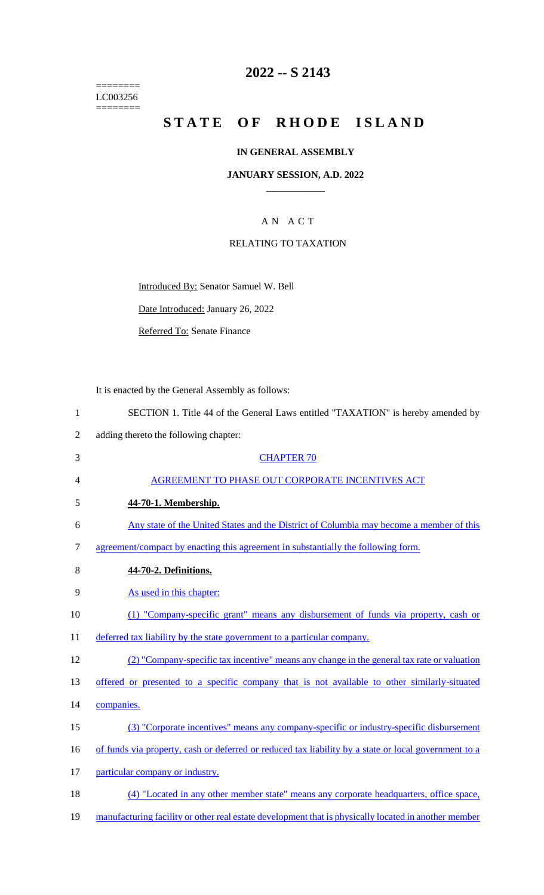========
LC003256
========

# 2022 -- S 2143

# STATE OF RHODE ISLAND

## IN GENERAL ASSEMBLY

### JANUARY SESSION, A.D. 2022

### A N A C T

### RELATING TO TAXATION

Introduced By: Senator Samuel W. Bell

Date Introduced: January 26, 2022

Referred To: Senate Finance

It is enacted by the General Assembly as follows:

1 SECTION 1. Title 44 of the General Laws entitled "TAXATION" is hereby amended by
2 adding thereto the following chapter:

3 CHAPTER 70

4 AGREEMENT TO PHASE OUT CORPORATE INCENTIVES ACT

5 **44-70-1. Membership.**

6 Any state of the United States and the District of Columbia may become a member of this
7 agreement/compact by enacting this agreement in substantially the following form.

8 **44-70-2. Definitions.**

9 As used in this chapter:

10 (1) "Company-specific grant" means any disbursement of funds via property, cash or
11 deferred tax liability by the state government to a particular company.

12 (2) "Company-specific tax incentive" means any change in the general tax rate or valuation
13 offered or presented to a specific company that is not available to other similarly-situated
14 companies.

15 (3) "Corporate incentives" means any company-specific or industry-specific disbursement
16 of funds via property, cash or deferred or reduced tax liability by a state or local government to a
17 particular company or industry.

18 (4) "Located in any other member state" means any corporate headquarters, office space,
19 manufacturing facility or other real estate development that is physically located in another member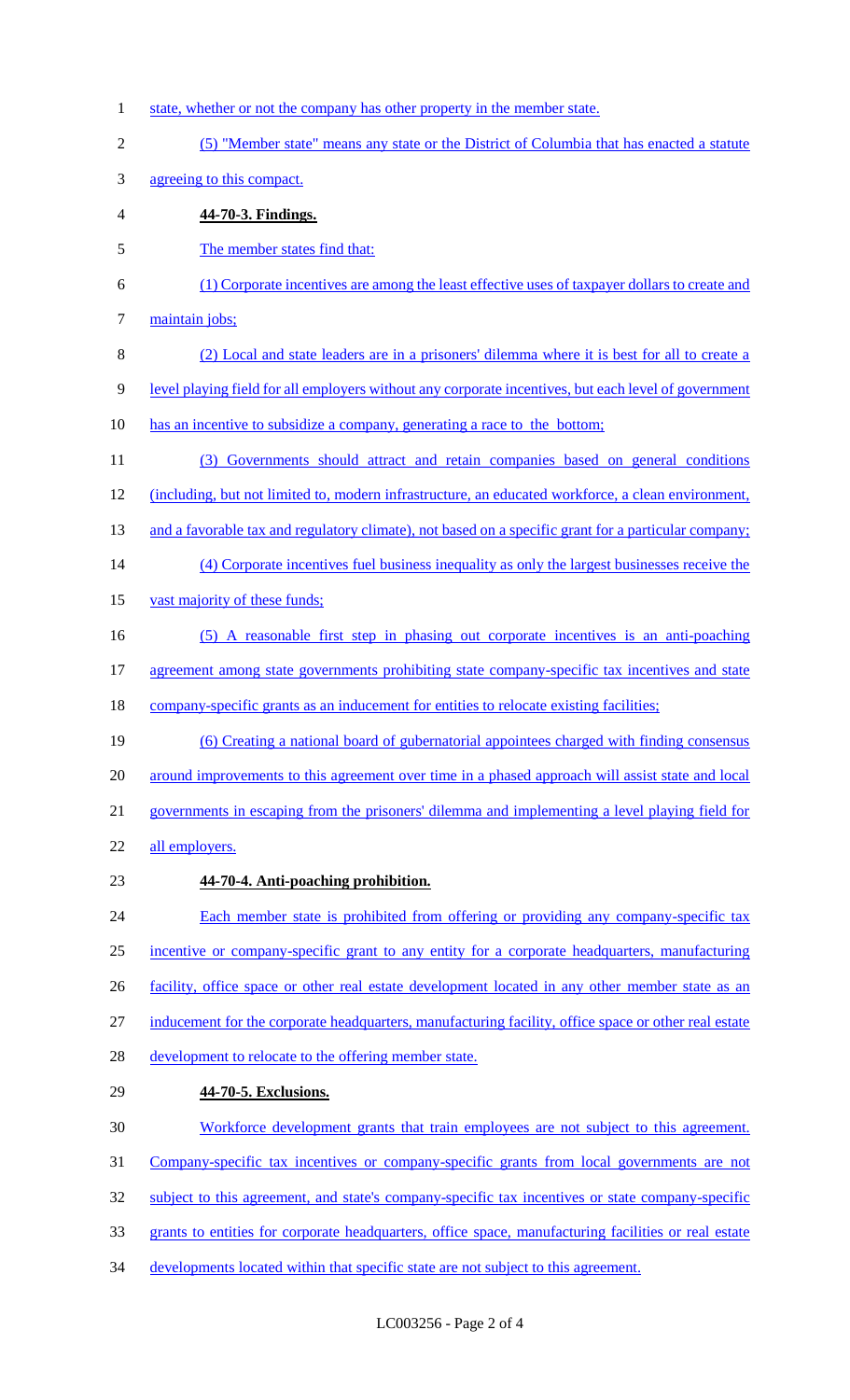state, whether or not the company has other property in the member state.

(5) "Member state" means any state or the District of Columbia that has enacted a statute agreeing to this compact.

**44-70-3. Findings.**

The member states find that:

(1) Corporate incentives are among the least effective uses of taxpayer dollars to create and maintain jobs;

(2) Local and state leaders are in a prisoners' dilemma where it is best for all to create a level playing field for all employers without any corporate incentives, but each level of government has an incentive to subsidize a company, generating a race to the bottom;

(3) Governments should attract and retain companies based on general conditions (including, but not limited to, modern infrastructure, an educated workforce, a clean environment, and a favorable tax and regulatory climate), not based on a specific grant for a particular company;

(4) Corporate incentives fuel business inequality as only the largest businesses receive the vast majority of these funds;

(5) A reasonable first step in phasing out corporate incentives is an anti-poaching agreement among state governments prohibiting state company-specific tax incentives and state company-specific grants as an inducement for entities to relocate existing facilities;

(6) Creating a national board of gubernatorial appointees charged with finding consensus around improvements to this agreement over time in a phased approach will assist state and local governments in escaping from the prisoners' dilemma and implementing a level playing field for all employers.

**44-70-4. Anti-poaching prohibition.**

Each member state is prohibited from offering or providing any company-specific tax incentive or company-specific grant to any entity for a corporate headquarters, manufacturing facility, office space or other real estate development located in any other member state as an inducement for the corporate headquarters, manufacturing facility, office space or other real estate development to relocate to the offering member state.

**44-70-5. Exclusions.**

Workforce development grants that train employees are not subject to this agreement. Company-specific tax incentives or company-specific grants from local governments are not subject to this agreement, and state's company-specific tax incentives or state company-specific grants to entities for corporate headquarters, office space, manufacturing facilities or real estate developments located within that specific state are not subject to this agreement.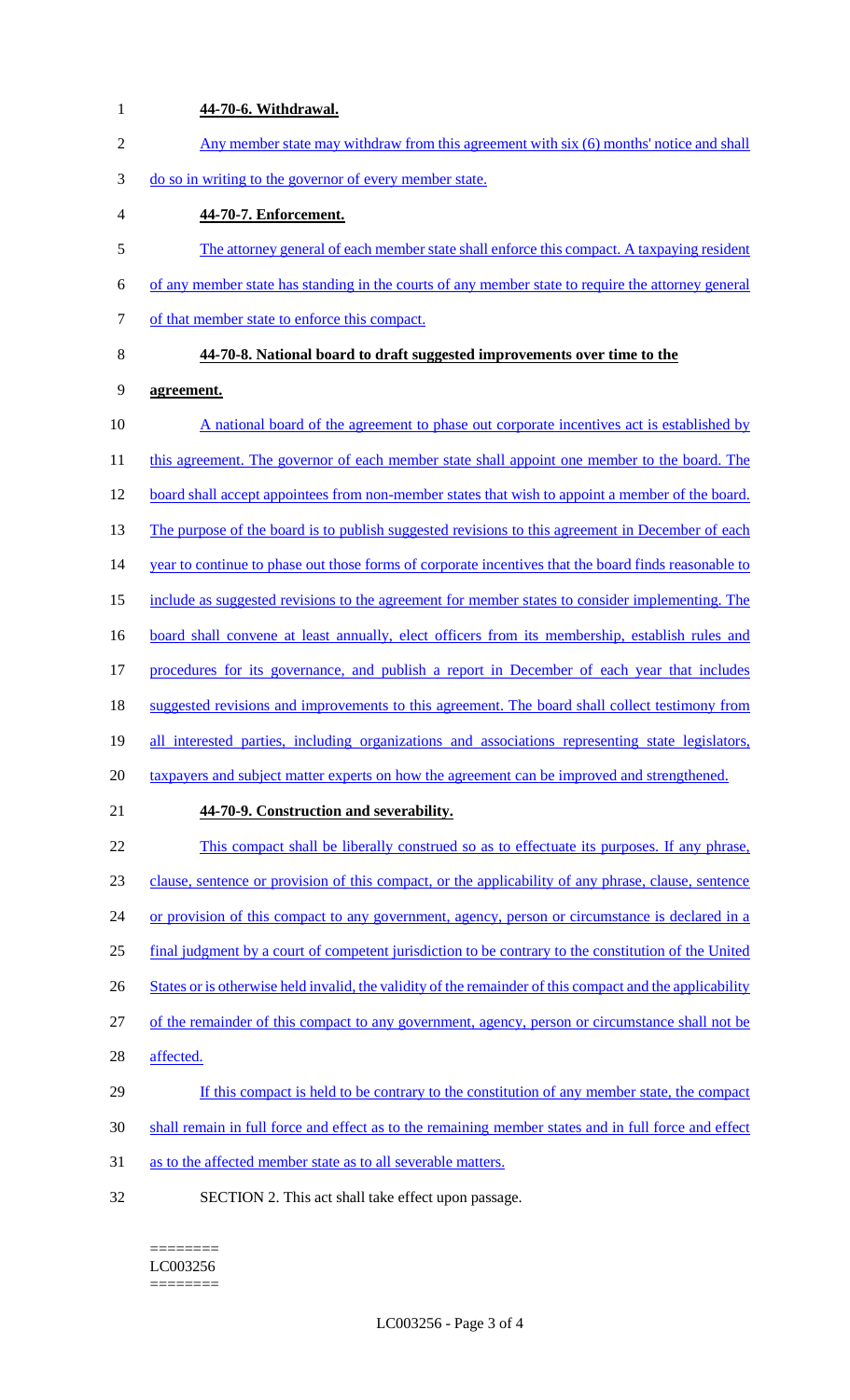**44-70-6. Withdrawal.**

Any member state may withdraw from this agreement with six (6) months' notice and shall do so in writing to the governor of every member state.

**44-70-7. Enforcement.**

The attorney general of each member state shall enforce this compact. A taxpaying resident of any member state has standing in the courts of any member state to require the attorney general of that member state to enforce this compact.

**44-70-8. National board to draft suggested improvements over time to the agreement.**

A national board of the agreement to phase out corporate incentives act is established by this agreement. The governor of each member state shall appoint one member to the board. The board shall accept appointees from non-member states that wish to appoint a member of the board. The purpose of the board is to publish suggested revisions to this agreement in December of each year to continue to phase out those forms of corporate incentives that the board finds reasonable to include as suggested revisions to the agreement for member states to consider implementing. The board shall convene at least annually, elect officers from its membership, establish rules and procedures for its governance, and publish a report in December of each year that includes suggested revisions and improvements to this agreement. The board shall collect testimony from all interested parties, including organizations and associations representing state legislators, taxpayers and subject matter experts on how the agreement can be improved and strengthened.

**44-70-9. Construction and severability.**

This compact shall be liberally construed so as to effectuate its purposes. If any phrase, clause, sentence or provision of this compact, or the applicability of any phrase, clause, sentence or provision of this compact to any government, agency, person or circumstance is declared in a final judgment by a court of competent jurisdiction to be contrary to the constitution of the United States or is otherwise held invalid, the validity of the remainder of this compact and the applicability of the remainder of this compact to any government, agency, person or circumstance shall not be affected.

If this compact is held to be contrary to the constitution of any member state, the compact shall remain in full force and effect as to the remaining member states and in full force and effect as to the affected member state as to all severable matters.

SECTION 2. This act shall take effect upon passage.

========
LC003256
========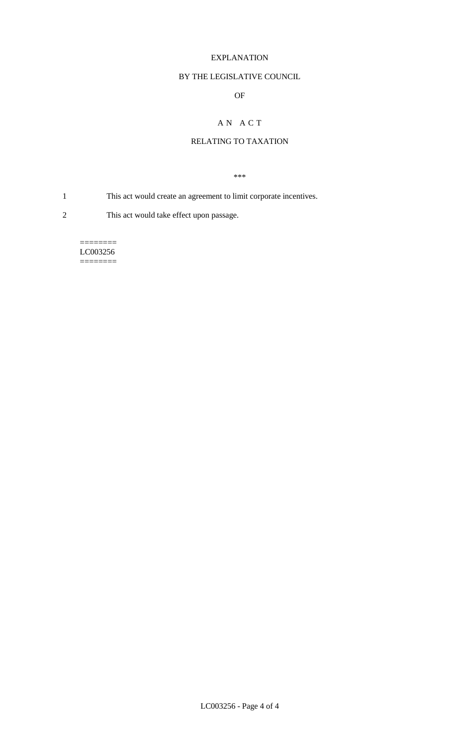EXPLANATION

BY THE LEGISLATIVE COUNCIL

OF

A N A C T

RELATING TO TAXATION

\*\*\*

1 This act would create an agreement to limit corporate incentives.

2 This act would take effect upon passage.

========
LC003256
========